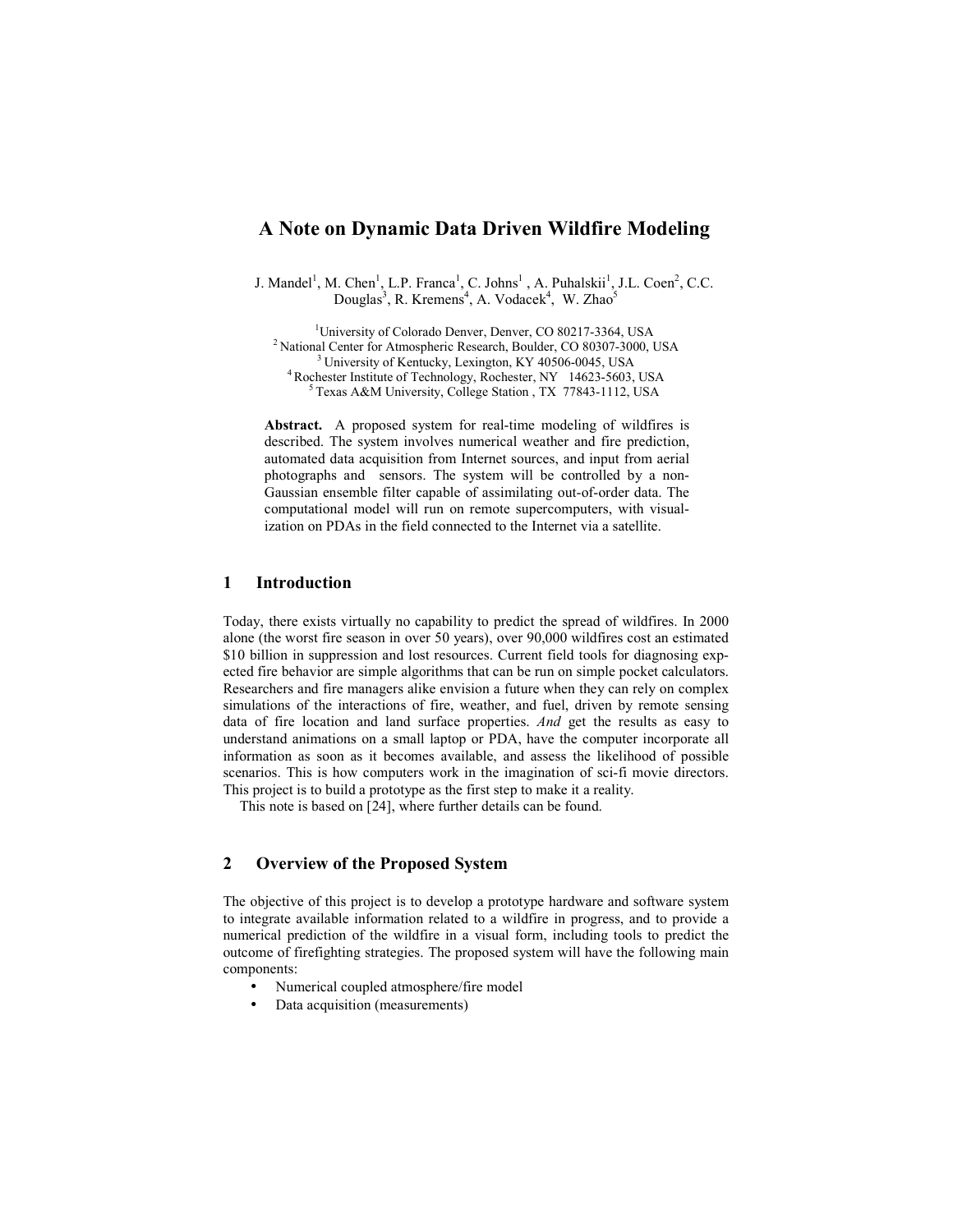# A Note on Dynamic Data Driven Wildfire Modeling

J. Mandel[1], M. Chen[1], L.P. Franca[1], C. Johns[1] , A. Puhalskii[1], J.L. Coen[2], C.C. Douglas[3], R. Kremens[4], A. Vodacek[4], W. Zhao[5]

[1]University of Colorado Denver, Denver, CO 80217-3364, USA
[2] National Center for Atmospheric Research, Boulder, CO 80307-3000, USA
[3] University of Kentucky, Lexington, KY 40506-0045, USA
[4] Rochester Institute of Technology, Rochester, NY 14623-5603, USA
[5] Texas A&M University, College Station , TX 77843-1112, USA

**Abstract.** A proposed system for real-time modeling of wildfires is described. The system involves numerical weather and fire prediction, automated data acquisition from Internet sources, and input from aerial photographs and sensors. The system will be controlled by a non-Gaussian ensemble filter capable of assimilating out-of-order data. The computational model will run on remote supercomputers, with visualization on PDAs in the field connected to the Internet via a satellite.

## 1 Introduction

Today, there exists virtually no capability to predict the spread of wildfires. In 2000 alone (the worst fire season in over 50 years), over 90,000 wildfires cost an estimated $10 billion in suppression and lost resources. Current field tools for diagnosing expected fire behavior are simple algorithms that can be run on simple pocket calculators. Researchers and fire managers alike envision a future when they can rely on complex simulations of the interactions of fire, weather, and fuel, driven by remote sensing data of fire location and land surface properties. *And* get the results as easy to understand animations on a small laptop or PDA, have the computer incorporate all information as soon as it becomes available, and assess the likelihood of possible scenarios. This is how computers work in the imagination of sci-fi movie directors. This project is to build a prototype as the first step to make it a reality.

This note is based on [24], where further details can be found.

## 2 Overview of the Proposed System

The objective of this project is to develop a prototype hardware and software system to integrate available information related to a wildfire in progress, and to provide a numerical prediction of the wildfire in a visual form, including tools to predict the outcome of firefighting strategies. The proposed system will have the following main components:

- Numerical coupled atmosphere/fire model
- Data acquisition (measurements)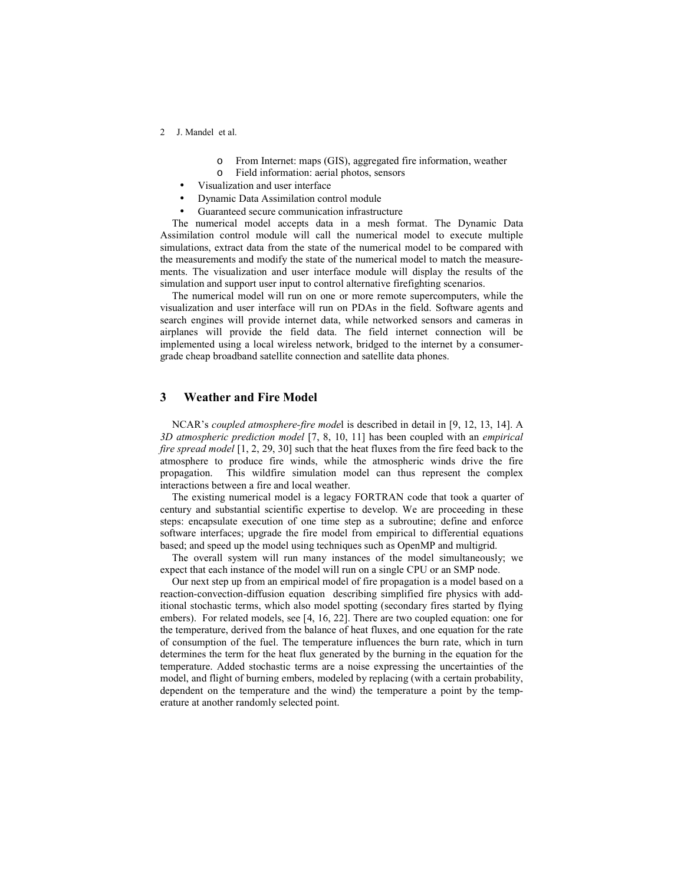- From Internet: maps (GIS), aggregated fire information, weather
   - Field information: aerial photos, sensors
- Visualization and user interface
- Dynamic Data Assimilation control module
- Guaranteed secure communication infrastructure

The numerical model accepts data in a mesh format. The Dynamic Data Assimilation control module will call the numerical model to execute multiple simulations, extract data from the state of the numerical model to be compared with the measurements and modify the state of the numerical model to match the measurements. The visualization and user interface module will display the results of the simulation and support user input to control alternative firefighting scenarios.

The numerical model will run on one or more remote supercomputers, while the visualization and user interface will run on PDAs in the field. Software agents and search engines will provide internet data, while networked sensors and cameras in airplanes will provide the field data. The field internet connection will be implemented using a local wireless network, bridged to the internet by a consumer-grade cheap broadband satellite connection and satellite data phones.

## 3 Weather and Fire Model

NCAR's *coupled atmosphere-fire model* is described in detail in [9, 12, 13, 14]. A *3D atmospheric prediction model* [7, 8, 10, 11] has been coupled with an *empirical fire spread model* [1, 2, 29, 30] such that the heat fluxes from the fire feed back to the atmosphere to produce fire winds, while the atmospheric winds drive the fire propagation. This wildfire simulation model can thus represent the complex interactions between a fire and local weather.

The existing numerical model is a legacy FORTRAN code that took a quarter of century and substantial scientific expertise to develop. We are proceeding in these steps: encapsulate execution of one time step as a subroutine; define and enforce software interfaces; upgrade the fire model from empirical to differential equations based; and speed up the model using techniques such as OpenMP and multigrid.

The overall system will run many instances of the model simultaneously; we expect that each instance of the model will run on a single CPU or an SMP node.

Our next step up from an empirical model of fire propagation is a model based on a reaction-convection-diffusion equation describing simplified fire physics with additional stochastic terms, which also model spotting (secondary fires started by flying embers). For related models, see [4, 16, 22]. There are two coupled equation: one for the temperature, derived from the balance of heat fluxes, and one equation for the rate of consumption of the fuel. The temperature influences the burn rate, which in turn determines the term for the heat flux generated by the burning in the equation for the temperature. Added stochastic terms are a noise expressing the uncertainties of the model, and flight of burning embers, modeled by replacing (with a certain probability, dependent on the temperature and the wind) the temperature a point by the temperature at another randomly selected point.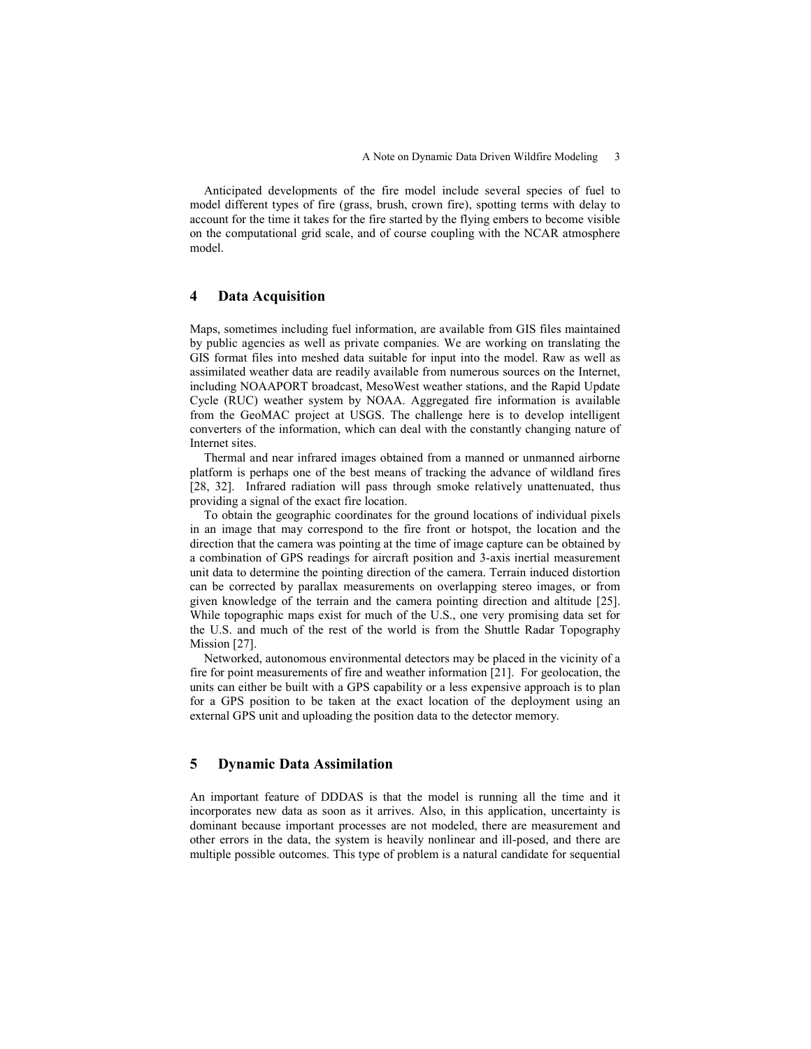Anticipated developments of the fire model include several species of fuel to model different types of fire (grass, brush, crown fire), spotting terms with delay to account for the time it takes for the fire started by the flying embers to become visible on the computational grid scale, and of course coupling with the NCAR atmosphere model.

## 4 Data Acquisition

Maps, sometimes including fuel information, are available from GIS files maintained by public agencies as well as private companies. We are working on translating the GIS format files into meshed data suitable for input into the model. Raw as well as assimilated weather data are readily available from numerous sources on the Internet, including NOAAPORT broadcast, MesoWest weather stations, and the Rapid Update Cycle (RUC) weather system by NOAA. Aggregated fire information is available from the GeoMAC project at USGS. The challenge here is to develop intelligent converters of the information, which can deal with the constantly changing nature of Internet sites.

Thermal and near infrared images obtained from a manned or unmanned airborne platform is perhaps one of the best means of tracking the advance of wildland fires [28, 32]. Infrared radiation will pass through smoke relatively unattenuated, thus providing a signal of the exact fire location.

To obtain the geographic coordinates for the ground locations of individual pixels in an image that may correspond to the fire front or hotspot, the location and the direction that the camera was pointing at the time of image capture can be obtained by a combination of GPS readings for aircraft position and 3-axis inertial measurement unit data to determine the pointing direction of the camera. Terrain induced distortion can be corrected by parallax measurements on overlapping stereo images, or from given knowledge of the terrain and the camera pointing direction and altitude [25]. While topographic maps exist for much of the U.S., one very promising data set for the U.S. and much of the rest of the world is from the Shuttle Radar Topography Mission [27].

Networked, autonomous environmental detectors may be placed in the vicinity of a fire for point measurements of fire and weather information [21]. For geolocation, the units can either be built with a GPS capability or a less expensive approach is to plan for a GPS position to be taken at the exact location of the deployment using an external GPS unit and uploading the position data to the detector memory.

## 5 Dynamic Data Assimilation

An important feature of DDDAS is that the model is running all the time and it incorporates new data as soon as it arrives. Also, in this application, uncertainty is dominant because important processes are not modeled, there are measurement and other errors in the data, the system is heavily nonlinear and ill-posed, and there are multiple possible outcomes. This type of problem is a natural candidate for sequential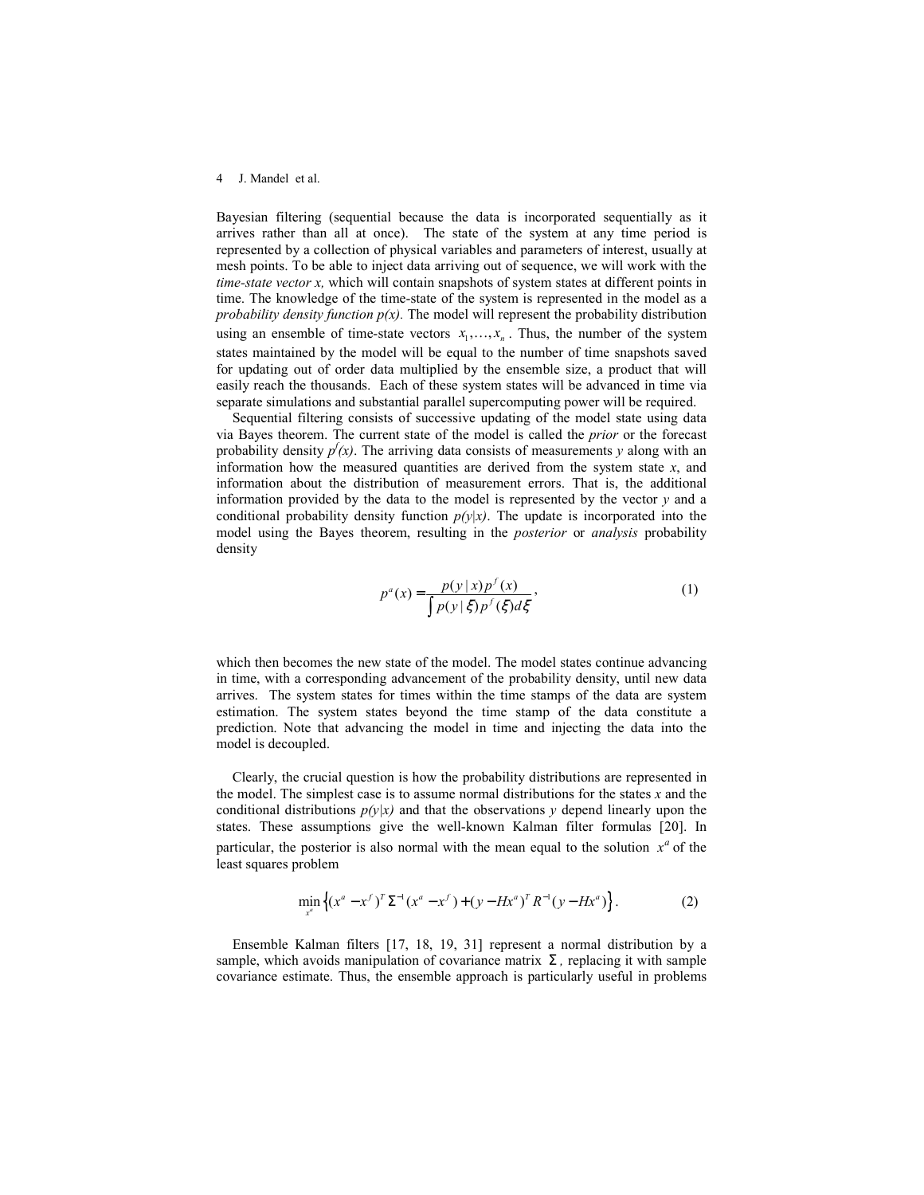Bayesian filtering (sequential because the data is incorporated sequentially as it arrives rather than all at once). The state of the system at any time period is represented by a collection of physical variables and parameters of interest, usually at mesh points. To be able to inject data arriving out of sequence, we will work with the *time-state vector x,* which will contain snapshots of system states at different points in time. The knowledge of the time-state of the system is represented in the model as a *probability density function p(x).* The model will represent the probability distribution using an ensemble of time-state vectors $x_1,\ldots,x_n$. Thus, the number of the system states maintained by the model will be equal to the number of time snapshots saved for updating out of order data multiplied by the ensemble size, a product that will easily reach the thousands. Each of these system states will be advanced in time via separate simulations and substantial parallel supercomputing power will be required.

Sequential filtering consists of successive updating of the model state using data via Bayes theorem. The current state of the model is called the *prior* or the forecast probability density $p^f(x)$. The arriving data consists of measurements $y$ along with an information how the measured quantities are derived from the system state $x$, and information about the distribution of measurement errors. That is, the additional information provided by the data to the model is represented by the vector $y$ and a conditional probability density function $p(y|x)$. The update is incorporated into the model using the Bayes theorem, resulting in the *posterior* or *analysis* probability density

$$p^a(x) = \frac{p(y\,|\,x)\,p^f(x)}{\int p(y\,|\,\xi)\,p^f(\xi)\,d\xi}, \tag{1}$$

which then becomes the new state of the model. The model states continue advancing in time, with a corresponding advancement of the probability density, until new data arrives. The system states for times within the time stamps of the data are system estimation. The system states beyond the time stamp of the data constitute a prediction. Note that advancing the model in time and injecting the data into the model is decoupled.

Clearly, the crucial question is how the probability distributions are represented in the model. The simplest case is to assume normal distributions for the states $x$ and the conditional distributions $p(y|x)$ and that the observations $y$ depend linearly upon the states. These assumptions give the well-known Kalman filter formulas [20]. In particular, the posterior is also normal with the mean equal to the solution $x^a$ of the least squares problem

$$\min_{x^a}\left\{(x^a - x^f)^T \Sigma^{-1}(x^a - x^f) + (y - Hx^a)^T R^{-1}(y - Hx^a)\right\}. \tag{2}$$

Ensemble Kalman filters [17, 18, 19, 31] represent a normal distribution by a sample, which avoids manipulation of covariance matrix $\Sigma$, replacing it with sample covariance estimate. Thus, the ensemble approach is particularly useful in problems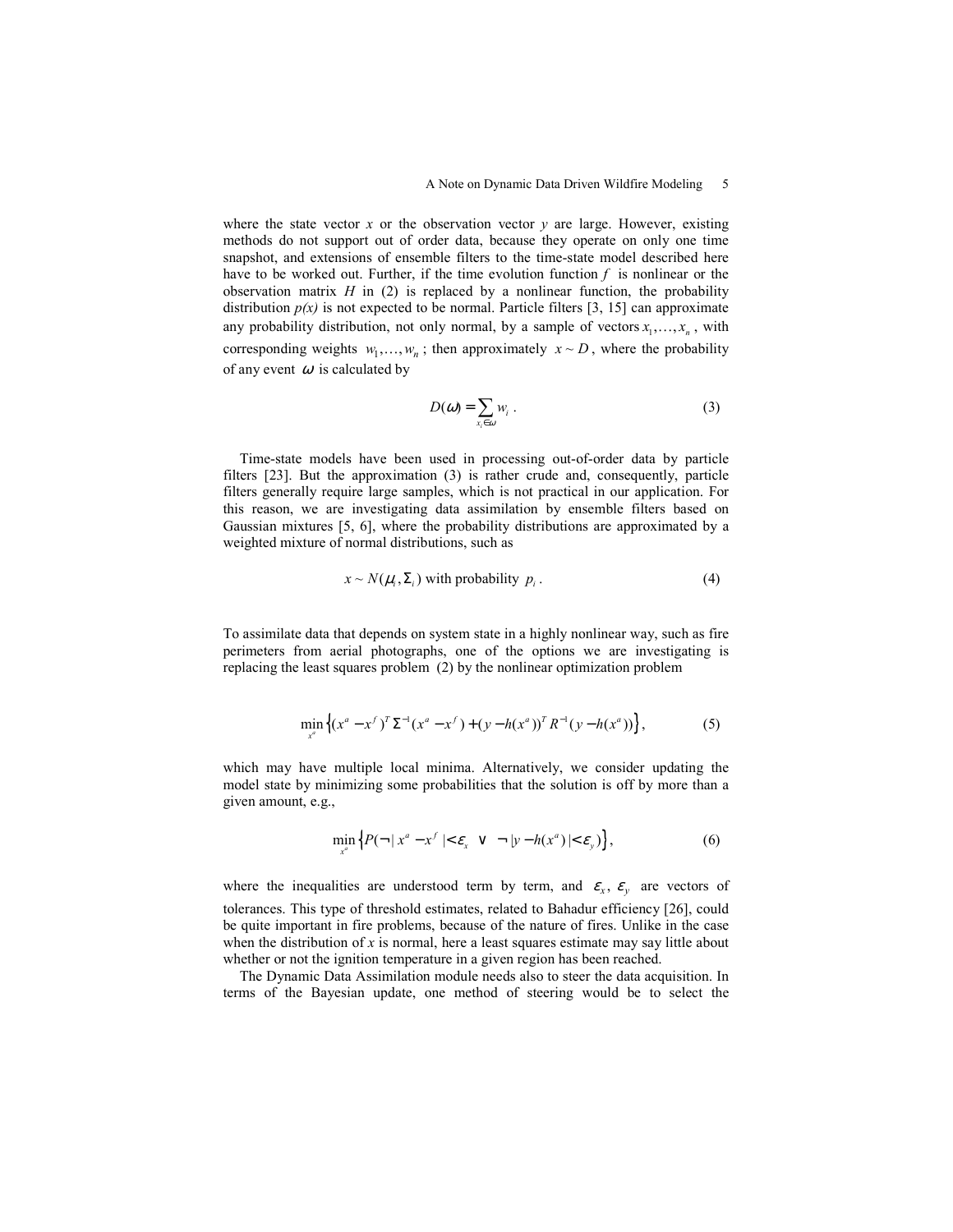where the state vector $x$ or the observation vector $y$ are large. However, existing methods do not support out of order data, because they operate on only one time snapshot, and extensions of ensemble filters to the time-state model described here have to be worked out. Further, if the time evolution function $f$ is nonlinear or the observation matrix $H$ in (2) is replaced by a nonlinear function, the probability distribution $p(x)$ is not expected to be normal. Particle filters [3, 15] can approximate any probability distribution, not only normal, by a sample of vectors $x_1, \ldots, x_n$, with corresponding weights $w_1, \ldots, w_n$; then approximately $x \sim D$, where the probability of any event $\omega$ is calculated by

$$D(\omega) = \sum_{x_i \in \omega} w_i \, . \tag{3}$$

Time-state models have been used in processing out-of-order data by particle filters [23]. But the approximation (3) is rather crude and, consequently, particle filters generally require large samples, which is not practical in our application. For this reason, we are investigating data assimilation by ensemble filters based on Gaussian mixtures [5, 6], where the probability distributions are approximated by a weighted mixture of normal distributions, such as

$$x \sim N(\mu_i, \Sigma_i) \text{ with probability } p_i \, . \tag{4}$$

To assimilate data that depends on system state in a highly nonlinear way, such as fire perimeters from aerial photographs, one of the options we are investigating is replacing the least squares problem (2) by the nonlinear optimization problem

$$\min_{x^a} \left\{ (x^a - x^f)^T \Sigma^{-1} (x^a - x^f) + (y - h(x^a))^T R^{-1} (y - h(x^a)) \right\}, \tag{5}$$

which may have multiple local minima. Alternatively, we consider updating the model state by minimizing some probabilities that the solution is off by more than a given amount, e.g.,

$$\min_{x^a} \left\{ P(\neg \, |x^a - x^f| < \varepsilon_x \;\; \vee \;\; \neg \, |y - h(x^a)| < \varepsilon_y) \right\}, \tag{6}$$

where the inequalities are understood term by term, and $\varepsilon_x$, $\varepsilon_y$ are vectors of tolerances. This type of threshold estimates, related to Bahadur efficiency [26], could be quite important in fire problems, because of the nature of fires. Unlike in the case when the distribution of $x$ is normal, here a least squares estimate may say little about whether or not the ignition temperature in a given region has been reached.

The Dynamic Data Assimilation module needs also to steer the data acquisition. In terms of the Bayesian update, one method of steering would be to select the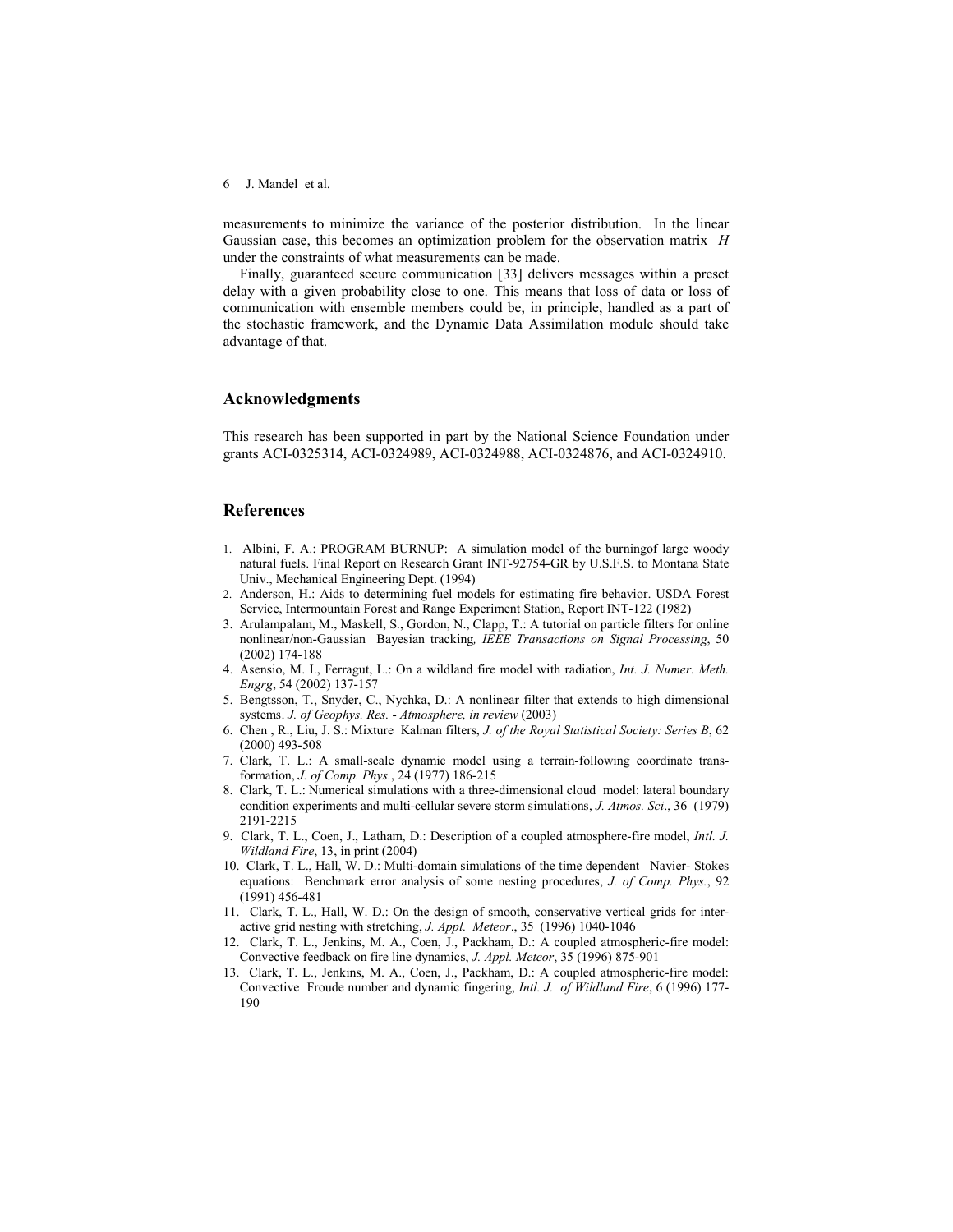measurements to minimize the variance of the posterior distribution. In the linear Gaussian case, this becomes an optimization problem for the observation matrix $H$ under the constraints of what measurements can be made.

Finally, guaranteed secure communication [33] delivers messages within a preset delay with a given probability close to one. This means that loss of data or loss of communication with ensemble members could be, in principle, handled as a part of the stochastic framework, and the Dynamic Data Assimilation module should take advantage of that.

## Acknowledgments

This research has been supported in part by the National Science Foundation under grants ACI-0325314, ACI-0324989, ACI-0324988, ACI-0324876, and ACI-0324910.

## References

1. Albini, F. A.: PROGRAM BURNUP: A simulation model of the burningof large woody natural fuels. Final Report on Research Grant INT-92754-GR by U.S.F.S. to Montana State Univ., Mechanical Engineering Dept. (1994)
2. Anderson, H.: Aids to determining fuel models for estimating fire behavior. USDA Forest Service, Intermountain Forest and Range Experiment Station, Report INT-122 (1982)
3. Arulampalam, M., Maskell, S., Gordon, N., Clapp, T.: A tutorial on particle filters for online nonlinear/non-Gaussian Bayesian tracking, *IEEE Transactions on Signal Processing*, 50 (2002) 174-188
4. Asensio, M. I., Ferragut, L.: On a wildland fire model with radiation, *Int. J. Numer. Meth. Engrg*, 54 (2002) 137-157
5. Bengtsson, T., Snyder, C., Nychka, D.: A nonlinear filter that extends to high dimensional systems. *J. of Geophys. Res. - Atmosphere, in review* (2003)
6. Chen , R., Liu, J. S.: Mixture Kalman filters, *J. of the Royal Statistical Society: Series B*, 62 (2000) 493-508
7. Clark, T. L.: A small-scale dynamic model using a terrain-following coordinate transformation, *J. of Comp. Phys.*, 24 (1977) 186-215
8. Clark, T. L.: Numerical simulations with a three-dimensional cloud model: lateral boundary condition experiments and multi-cellular severe storm simulations, *J. Atmos. Sci*., 36 (1979) 2191-2215
9. Clark, T. L., Coen, J., Latham, D.: Description of a coupled atmosphere-fire model, *Intl. J. Wildland Fire*, 13, in print (2004)
10. Clark, T. L., Hall, W. D.: Multi-domain simulations of the time dependent Navier- Stokes equations: Benchmark error analysis of some nesting procedures, *J. of Comp. Phys.*, 92 (1991) 456-481
11. Clark, T. L., Hall, W. D.: On the design of smooth, conservative vertical grids for interactive grid nesting with stretching, *J. Appl. Meteor*., 35 (1996) 1040-1046
12. Clark, T. L., Jenkins, M. A., Coen, J., Packham, D.: A coupled atmospheric-fire model: Convective feedback on fire line dynamics, *J. Appl. Meteor*, 35 (1996) 875-901
13. Clark, T. L., Jenkins, M. A., Coen, J., Packham, D.: A coupled atmospheric-fire model: Convective Froude number and dynamic fingering, *Intl. J. of Wildland Fire*, 6 (1996) 177-190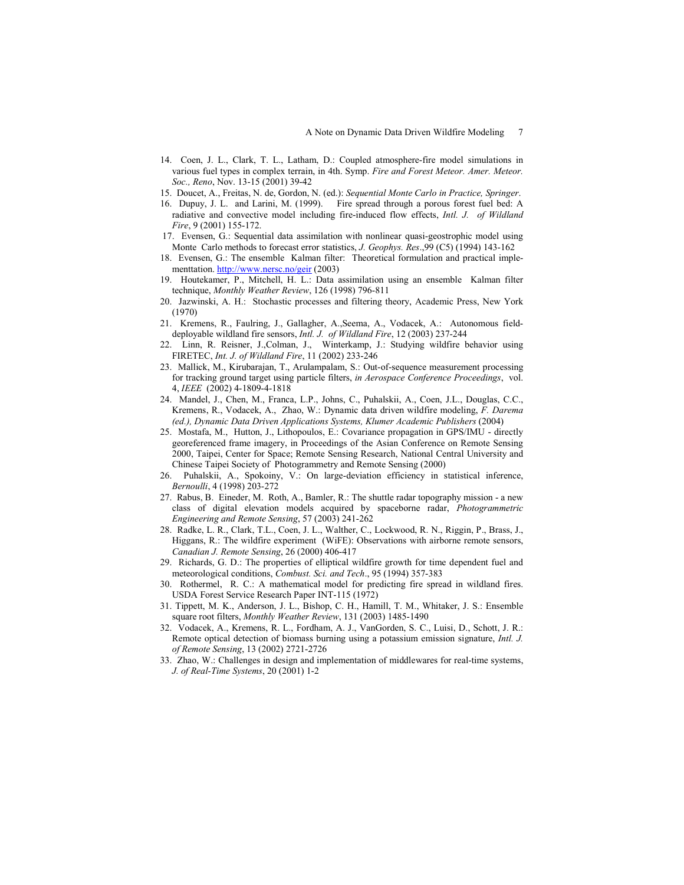14. Coen, J. L., Clark, T. L., Latham, D.: Coupled atmosphere-fire model simulations in various fuel types in complex terrain, in 4th. Symp. *Fire and Forest Meteor. Amer. Meteor. Soc., Reno*, Nov. 13-15 (2001) 39-42
15. Doucet, A., Freitas, N. de, Gordon, N. (ed.): *Sequential Monte Carlo in Practice, Springer*.
16. Dupuy, J. L. and Larini, M. (1999). Fire spread through a porous forest fuel bed: A radiative and convective model including fire-induced flow effects, *Intl. J. of Wildland Fire*, 9 (2001) 155-172.
17. Evensen, G.: Sequential data assimilation with nonlinear quasi-geostrophic model using Monte Carlo methods to forecast error statistics, *J. Geophys. Res*.,99 (C5) (1994) 143-162
18. Evensen, G.: The ensemble Kalman filter: Theoretical formulation and practical implementtation. http://www.nersc.no/geir (2003)
19. Houtekamer, P., Mitchell, H. L.: Data assimilation using an ensemble Kalman filter technique, *Monthly Weather Review*, 126 (1998) 796-811
20. Jazwinski, A. H.: Stochastic processes and filtering theory, Academic Press, New York (1970)
21. Kremens, R., Faulring, J., Gallagher, A.,Seema, A., Vodacek, A.: Autonomous field-deployable wildland fire sensors, *Intl. J. of Wildland Fire*, 12 (2003) 237-244
22. Linn, R. Reisner, J.,Colman, J., Winterkamp, J.: Studying wildfire behavior using FIRETEC, *Int. J. of Wildland Fire*, 11 (2002) 233-246
23. Mallick, M., Kirubarajan, T., Arulampalam, S.: Out-of-sequence measurement processing for tracking ground target using particle filters, *in Aerospace Conference Proceedings*, vol. 4, *IEEE* (2002) 4-1809-4-1818
24. Mandel, J., Chen, M., Franca, L.P., Johns, C., Puhalskii, A., Coen, J.L., Douglas, C.C., Kremens, R., Vodacek, A., Zhao, W.: Dynamic data driven wildfire modeling, *F. Darema (ed.), Dynamic Data Driven Applications Systems, Klumer Academic Publishers* (2004)
25. Mostafa, M., Hutton, J., Lithopoulos, E.: Covariance propagation in GPS/IMU - directly georeferenced frame imagery, in Proceedings of the Asian Conference on Remote Sensing 2000, Taipei, Center for Space; Remote Sensing Research, National Central University and Chinese Taipei Society of Photogrammetry and Remote Sensing (2000)
26. Puhalskii, A., Spokoiny, V.: On large-deviation efficiency in statistical inference, *Bernoulli*, 4 (1998) 203-272
27. Rabus, B. Eineder, M. Roth, A., Bamler, R.: The shuttle radar topography mission - a new class of digital elevation models acquired by spaceborne radar, *Photogrammetric Engineering and Remote Sensing*, 57 (2003) 241-262
28. Radke, L. R., Clark, T.L., Coen, J. L., Walther, C., Lockwood, R. N., Riggin, P., Brass, J., Higgans, R.: The wildfire experiment (WiFE): Observations with airborne remote sensors, *Canadian J. Remote Sensing*, 26 (2000) 406-417
29. Richards, G. D.: The properties of elliptical wildfire growth for time dependent fuel and meteorological conditions, *Combust. Sci. and Tech*., 95 (1994) 357-383
30. Rothermel, R. C.: A mathematical model for predicting fire spread in wildland fires. USDA Forest Service Research Paper INT-115 (1972)
31. Tippett, M. K., Anderson, J. L., Bishop, C. H., Hamill, T. M., Whitaker, J. S.: Ensemble square root filters, *Monthly Weather Review*, 131 (2003) 1485-1490
32. Vodacek, A., Kremens, R. L., Fordham, A. J., VanGorden, S. C., Luisi, D., Schott, J. R.: Remote optical detection of biomass burning using a potassium emission signature, *Intl. J. of Remote Sensing*, 13 (2002) 2721-2726
33. Zhao, W.: Challenges in design and implementation of middlewares for real-time systems, *J. of Real-Time Systems*, 20 (2001) 1-2